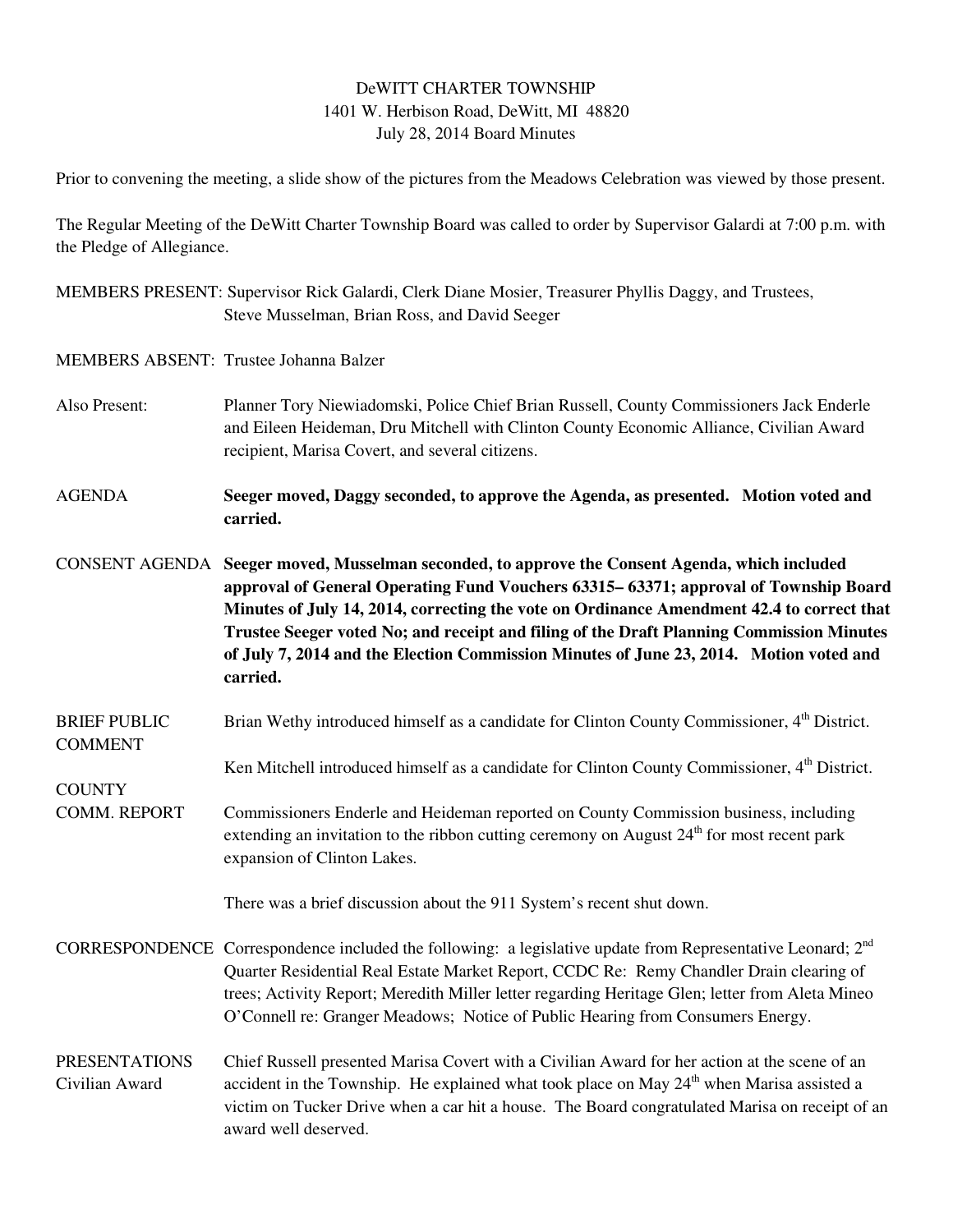DeWITT CHARTER TOWNSHIP
1401 W. Herbison Road, DeWitt, MI 48820
July 28, 2014 Board Minutes

Prior to convening the meeting, a slide show of the pictures from the Meadows Celebration was viewed by those present.

The Regular Meeting of the DeWitt Charter Township Board was called to order by Supervisor Galardi at 7:00 p.m. with the Pledge of Allegiance.

MEMBERS PRESENT: Supervisor Rick Galardi, Clerk Diane Mosier, Treasurer Phyllis Daggy, and Trustees, Steve Musselman, Brian Ross, and David Seeger

MEMBERS ABSENT: Trustee Johanna Balzer

Also Present: Planner Tory Niewiadomski, Police Chief Brian Russell, County Commissioners Jack Enderle and Eileen Heideman, Dru Mitchell with Clinton County Economic Alliance, Civilian Award recipient, Marisa Covert, and several citizens.

AGENDA **Seeger moved, Daggy seconded, to approve the Agenda, as presented. Motion voted and carried.**

CONSENT AGENDA **Seeger moved, Musselman seconded, to approve the Consent Agenda, which included approval of General Operating Fund Vouchers 63315– 63371; approval of Township Board Minutes of July 14, 2014, correcting the vote on Ordinance Amendment 42.4 to correct that Trustee Seeger voted No; and receipt and filing of the Draft Planning Commission Minutes of July 7, 2014 and the Election Commission Minutes of June 23, 2014. Motion voted and carried.**

BRIEF PUBLIC COMMENT

Brian Wethy introduced himself as a candidate for Clinton County Commissioner, 4th District.

Ken Mitchell introduced himself as a candidate for Clinton County Commissioner, 4th District.

COUNTY COMM. REPORT

Commissioners Enderle and Heideman reported on County Commission business, including extending an invitation to the ribbon cutting ceremony on August 24th for most recent park expansion of Clinton Lakes.

There was a brief discussion about the 911 System's recent shut down.

CORRESPONDENCE Correspondence included the following: a legislative update from Representative Leonard; 2nd Quarter Residential Real Estate Market Report, CCDC Re: Remy Chandler Drain clearing of trees; Activity Report; Meredith Miller letter regarding Heritage Glen; letter from Aleta Mineo O'Connell re: Granger Meadows; Notice of Public Hearing from Consumers Energy.

PRESENTATIONS
Civilian Award

Chief Russell presented Marisa Covert with a Civilian Award for her action at the scene of an accident in the Township. He explained what took place on May 24th when Marisa assisted a victim on Tucker Drive when a car hit a house. The Board congratulated Marisa on receipt of an award well deserved.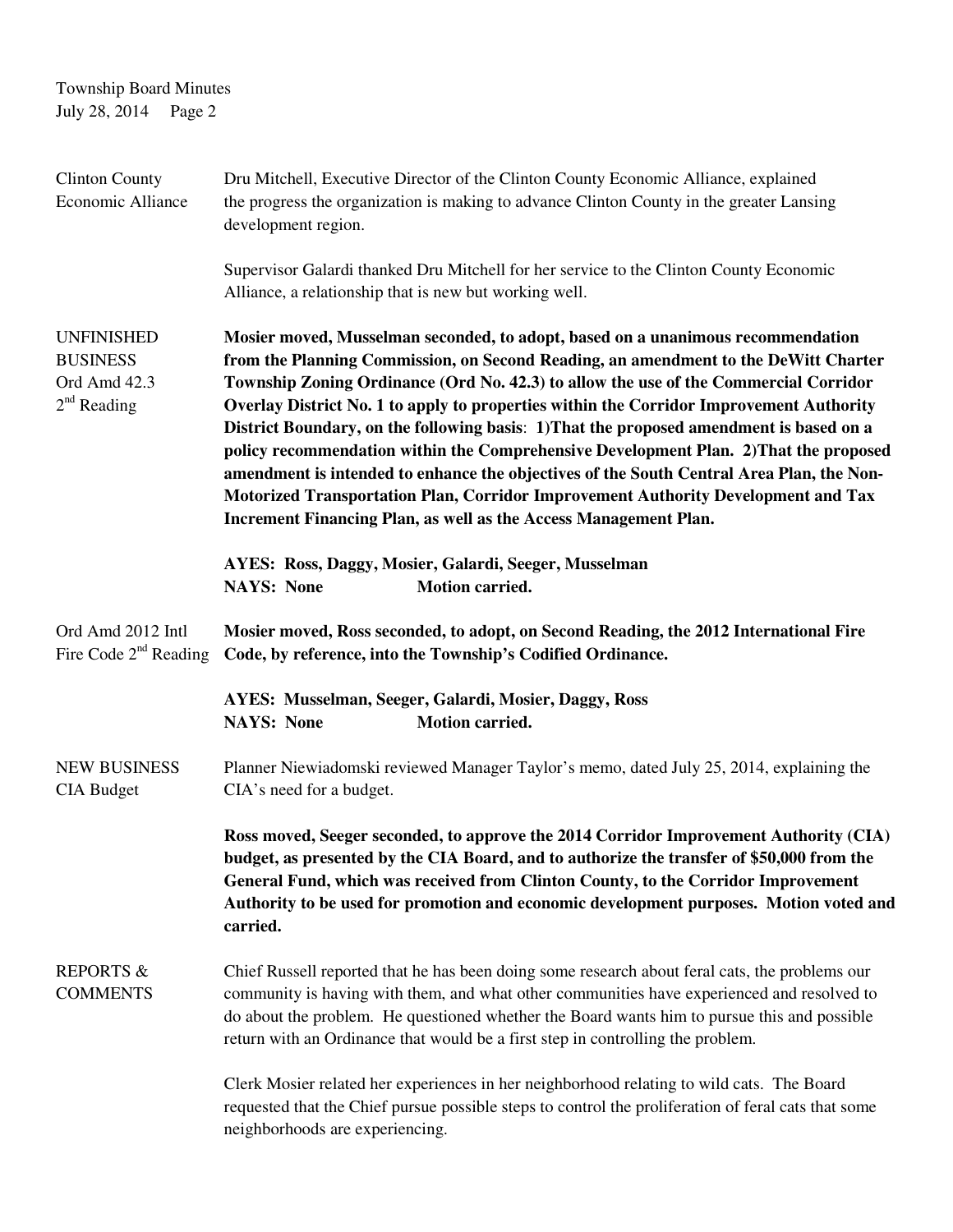Clinton County Economic Alliance

Dru Mitchell, Executive Director of the Clinton County Economic Alliance, explained the progress the organization is making to advance Clinton County in the greater Lansing development region.

Supervisor Galardi thanked Dru Mitchell for her service to the Clinton County Economic Alliance, a relationship that is new but working well.

UNFINISHED BUSINESS
Ord Amd 42.3
2nd Reading

**Mosier moved, Musselman seconded, to adopt, based on a unanimous recommendation from the Planning Commission, on Second Reading, an amendment to the DeWitt Charter Township Zoning Ordinance (Ord No. 42.3) to allow the use of the Commercial Corridor Overlay District No. 1 to apply to properties within the Corridor Improvement Authority District Boundary, on the following basis: 1)That the proposed amendment is based on a policy recommendation within the Comprehensive Development Plan. 2)That the proposed amendment is intended to enhance the objectives of the South Central Area Plan, the Non-Motorized Transportation Plan, Corridor Improvement Authority Development and Tax Increment Financing Plan, as well as the Access Management Plan.**

**AYES: Ross, Daggy, Mosier, Galardi, Seeger, Musselman**
**NAYS: None Motion carried.**

Ord Amd 2012 Intl Fire Code 2nd Reading

**Mosier moved, Ross seconded, to adopt, on Second Reading, the 2012 International Fire Code, by reference, into the Township's Codified Ordinance.**

**AYES: Musselman, Seeger, Galardi, Mosier, Daggy, Ross**
**NAYS: None Motion carried.**

NEW BUSINESS
CIA Budget

Planner Niewiadomski reviewed Manager Taylor's memo, dated July 25, 2014, explaining the CIA's need for a budget.

**Ross moved, Seeger seconded, to approve the 2014 Corridor Improvement Authority (CIA) budget, as presented by the CIA Board, and to authorize the transfer of $50,000 from the General Fund, which was received from Clinton County, to the Corridor Improvement Authority to be used for promotion and economic development purposes. Motion voted and carried.**

REPORTS & COMMENTS

Chief Russell reported that he has been doing some research about feral cats, the problems our community is having with them, and what other communities have experienced and resolved to do about the problem. He questioned whether the Board wants him to pursue this and possible return with an Ordinance that would be a first step in controlling the problem.

Clerk Mosier related her experiences in her neighborhood relating to wild cats. The Board requested that the Chief pursue possible steps to control the proliferation of feral cats that some neighborhoods are experiencing.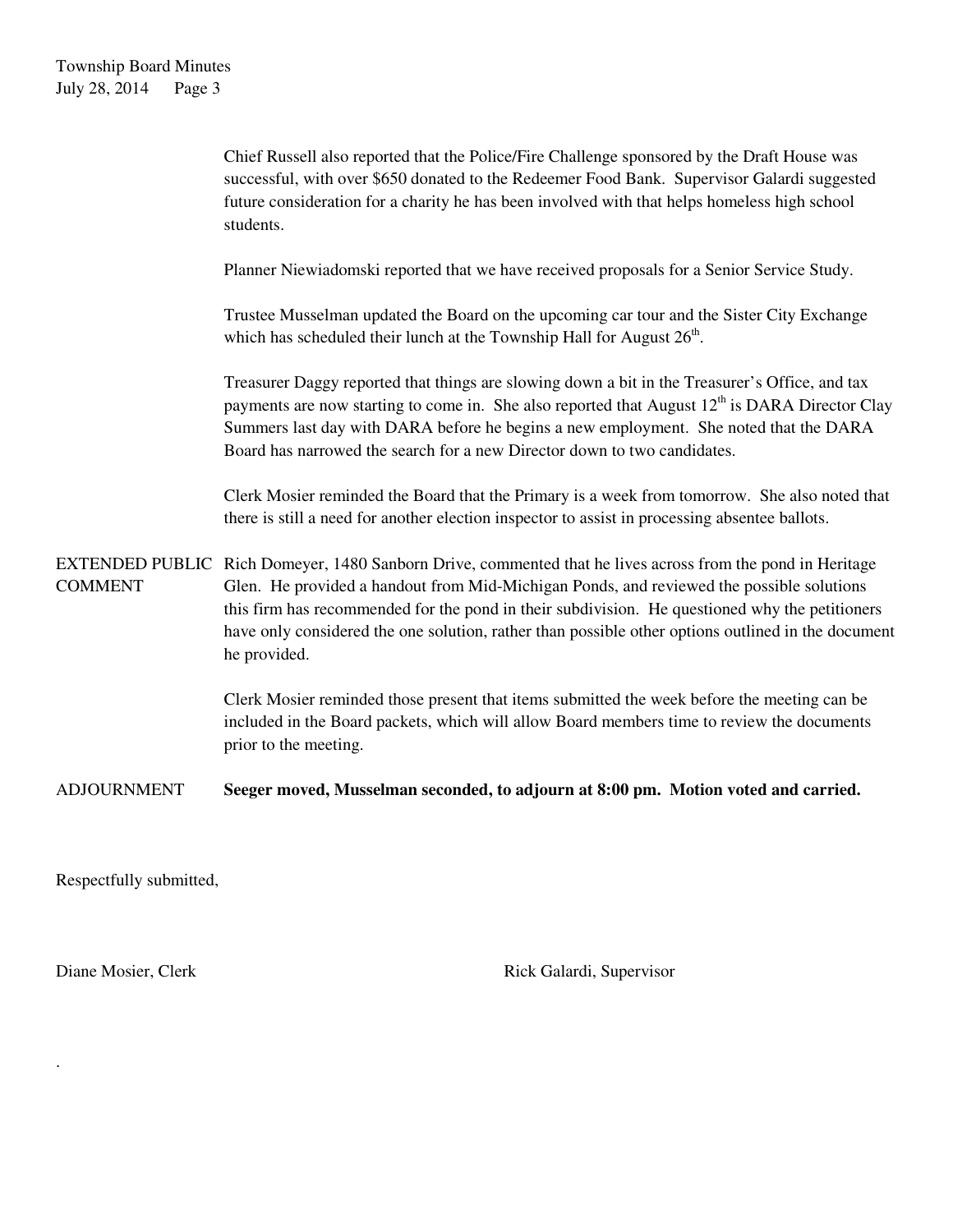Chief Russell also reported that the Police/Fire Challenge sponsored by the Draft House was successful, with over $650 donated to the Redeemer Food Bank. Supervisor Galardi suggested future consideration for a charity he has been involved with that helps homeless high school students.

Planner Niewiadomski reported that we have received proposals for a Senior Service Study.

Trustee Musselman updated the Board on the upcoming car tour and the Sister City Exchange which has scheduled their lunch at the Township Hall for August 26th.

Treasurer Daggy reported that things are slowing down a bit in the Treasurer's Office, and tax payments are now starting to come in. She also reported that August 12th is DARA Director Clay Summers last day with DARA before he begins a new employment. She noted that the DARA Board has narrowed the search for a new Director down to two candidates.

Clerk Mosier reminded the Board that the Primary is a week from tomorrow. She also noted that there is still a need for another election inspector to assist in processing absentee ballots.

EXTENDED PUBLIC COMMENT

Rich Domeyer, 1480 Sanborn Drive, commented that he lives across from the pond in Heritage Glen. He provided a handout from Mid-Michigan Ponds, and reviewed the possible solutions this firm has recommended for the pond in their subdivision. He questioned why the petitioners have only considered the one solution, rather than possible other options outlined in the document he provided.

Clerk Mosier reminded those present that items submitted the week before the meeting can be included in the Board packets, which will allow Board members time to review the documents prior to the meeting.

ADJOURNMENT

**Seeger moved, Musselman seconded, to adjourn at 8:00 pm. Motion voted and carried.**

Respectfully submitted,

Diane Mosier, Clerk

Rick Galardi, Supervisor